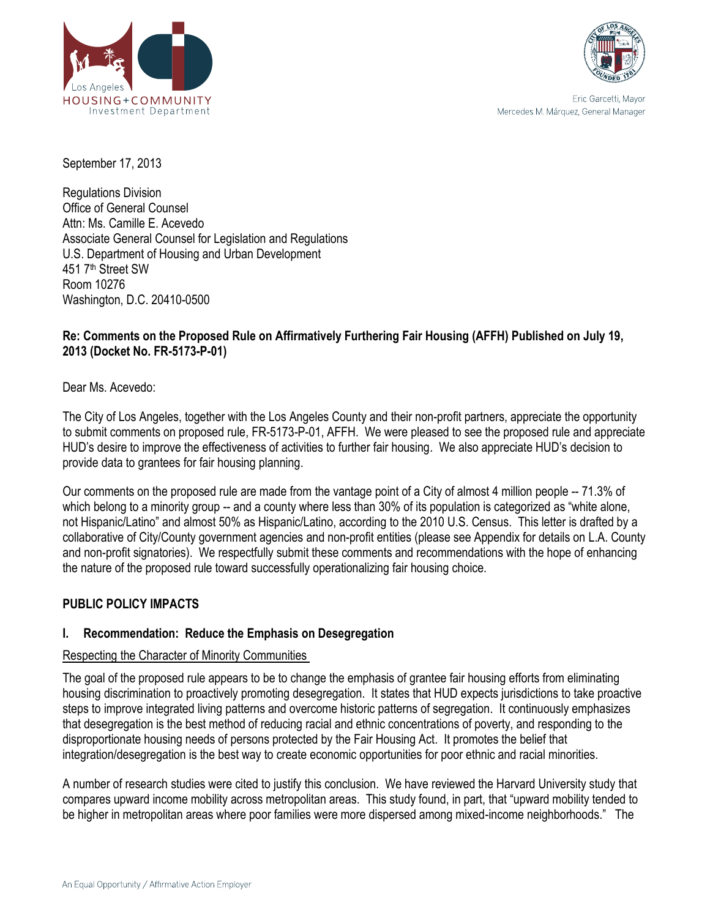Los Angeles HOUSING+COMMUNITY Investment Department

Eric Garcetti, Mayor
Mercedes M. Márquez, General Manager

September 17, 2013

Regulations Division
Office of General Counsel
Attn: Ms. Camille E. Acevedo
Associate General Counsel for Legislation and Regulations
U.S. Department of Housing and Urban Development
451 7th Street SW
Room 10276
Washington, D.C. 20410-0500

**Re: Comments on the Proposed Rule on Affirmatively Furthering Fair Housing (AFFH) Published on July 19, 2013 (Docket No. FR-5173-P-01)**

Dear Ms. Acevedo:

The City of Los Angeles, together with the Los Angeles County and their non-profit partners, appreciate the opportunity to submit comments on proposed rule, FR-5173-P-01, AFFH. We were pleased to see the proposed rule and appreciate HUD's desire to improve the effectiveness of activities to further fair housing. We also appreciate HUD's decision to provide data to grantees for fair housing planning.

Our comments on the proposed rule are made from the vantage point of a City of almost 4 million people -- 71.3% of which belong to a minority group -- and a county where less than 30% of its population is categorized as "white alone, not Hispanic/Latino" and almost 50% as Hispanic/Latino, according to the 2010 U.S. Census. This letter is drafted by a collaborative of City/County government agencies and non-profit entities (please see Appendix for details on L.A. County and non-profit signatories). We respectfully submit these comments and recommendations with the hope of enhancing the nature of the proposed rule toward successfully operationalizing fair housing choice.

## PUBLIC POLICY IMPACTS

### I. Recommendation: Reduce the Emphasis on Desegregation

Respecting the Character of Minority Communities

The goal of the proposed rule appears to be to change the emphasis of grantee fair housing efforts from eliminating housing discrimination to proactively promoting desegregation. It states that HUD expects jurisdictions to take proactive steps to improve integrated living patterns and overcome historic patterns of segregation. It continuously emphasizes that desegregation is the best method of reducing racial and ethnic concentrations of poverty, and responding to the disproportionate housing needs of persons protected by the Fair Housing Act. It promotes the belief that integration/desegregation is the best way to create economic opportunities for poor ethnic and racial minorities.

A number of research studies were cited to justify this conclusion. We have reviewed the Harvard University study that compares upward income mobility across metropolitan areas. This study found, in part, that "upward mobility tended to be higher in metropolitan areas where poor families were more dispersed among mixed-income neighborhoods." The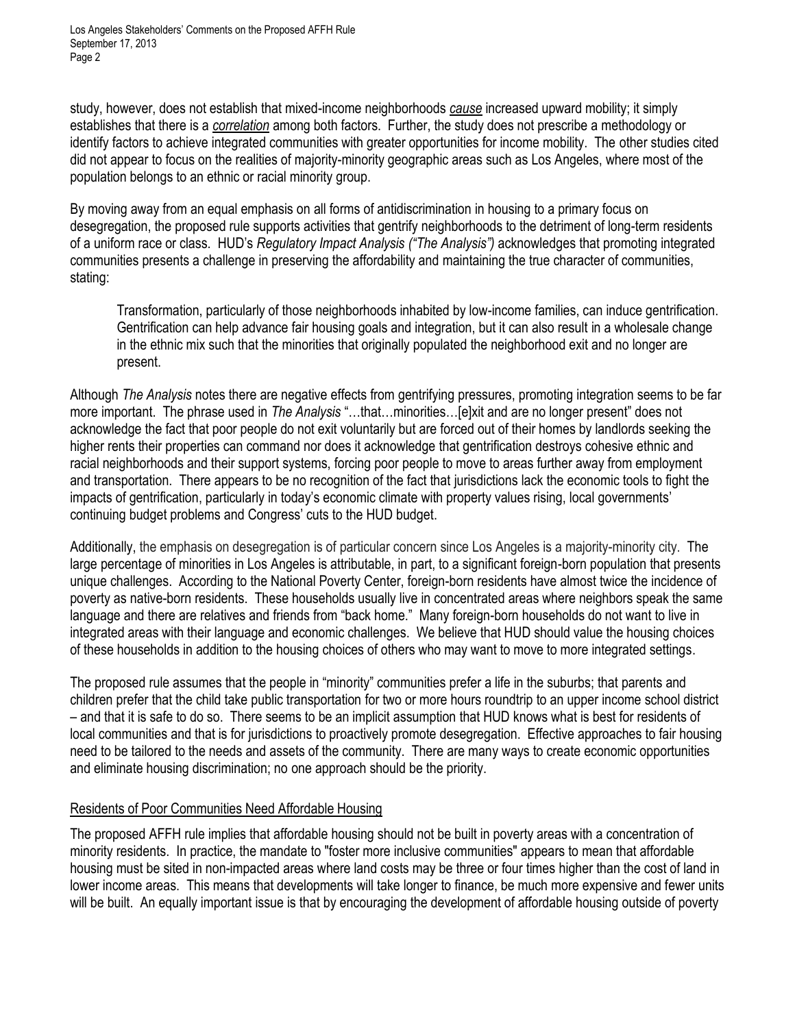study, however, does not establish that mixed-income neighborhoods *cause* increased upward mobility; it simply establishes that there is a *correlation* among both factors. Further, the study does not prescribe a methodology or identify factors to achieve integrated communities with greater opportunities for income mobility. The other studies cited did not appear to focus on the realities of majority-minority geographic areas such as Los Angeles, where most of the population belongs to an ethnic or racial minority group.

By moving away from an equal emphasis on all forms of antidiscrimination in housing to a primary focus on desegregation, the proposed rule supports activities that gentrify neighborhoods to the detriment of long-term residents of a uniform race or class. HUD's *Regulatory Impact Analysis ("The Analysis")* acknowledges that promoting integrated communities presents a challenge in preserving the affordability and maintaining the true character of communities, stating:

> Transformation, particularly of those neighborhoods inhabited by low-income families, can induce gentrification. Gentrification can help advance fair housing goals and integration, but it can also result in a wholesale change in the ethnic mix such that the minorities that originally populated the neighborhood exit and no longer are present.

Although *The Analysis* notes there are negative effects from gentrifying pressures, promoting integration seems to be far more important. The phrase used in *The Analysis* "…that…minorities…[e]xit and are no longer present" does not acknowledge the fact that poor people do not exit voluntarily but are forced out of their homes by landlords seeking the higher rents their properties can command nor does it acknowledge that gentrification destroys cohesive ethnic and racial neighborhoods and their support systems, forcing poor people to move to areas further away from employment and transportation. There appears to be no recognition of the fact that jurisdictions lack the economic tools to fight the impacts of gentrification, particularly in today's economic climate with property values rising, local governments' continuing budget problems and Congress' cuts to the HUD budget.

Additionally, the emphasis on desegregation is of particular concern since Los Angeles is a majority-minority city. The large percentage of minorities in Los Angeles is attributable, in part, to a significant foreign-born population that presents unique challenges. According to the National Poverty Center, foreign-born residents have almost twice the incidence of poverty as native-born residents. These households usually live in concentrated areas where neighbors speak the same language and there are relatives and friends from "back home." Many foreign-born households do not want to live in integrated areas with their language and economic challenges. We believe that HUD should value the housing choices of these households in addition to the housing choices of others who may want to move to more integrated settings.

The proposed rule assumes that the people in "minority" communities prefer a life in the suburbs; that parents and children prefer that the child take public transportation for two or more hours roundtrip to an upper income school district – and that it is safe to do so. There seems to be an implicit assumption that HUD knows what is best for residents of local communities and that is for jurisdictions to proactively promote desegregation. Effective approaches to fair housing need to be tailored to the needs and assets of the community. There are many ways to create economic opportunities and eliminate housing discrimination; no one approach should be the priority.

## Residents of Poor Communities Need Affordable Housing

The proposed AFFH rule implies that affordable housing should not be built in poverty areas with a concentration of minority residents. In practice, the mandate to "foster more inclusive communities" appears to mean that affordable housing must be sited in non-impacted areas where land costs may be three or four times higher than the cost of land in lower income areas. This means that developments will take longer to finance, be much more expensive and fewer units will be built. An equally important issue is that by encouraging the development of affordable housing outside of poverty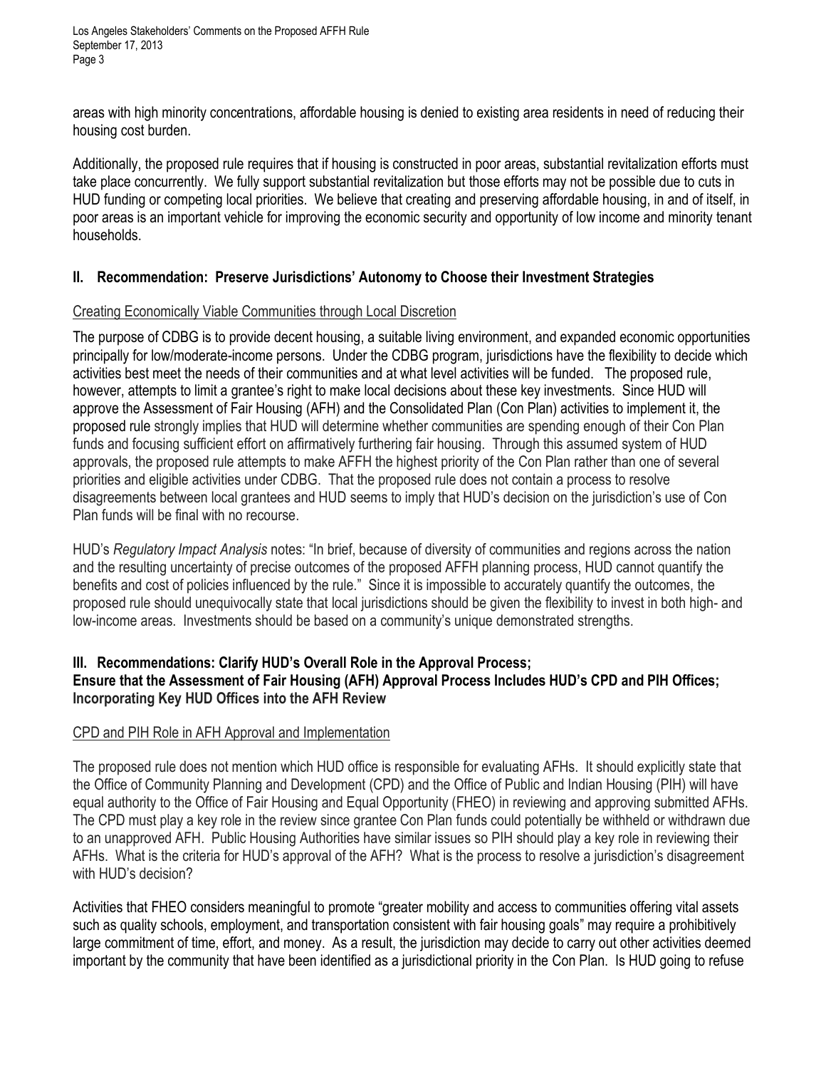areas with high minority concentrations, affordable housing is denied to existing area residents in need of reducing their housing cost burden.

Additionally, the proposed rule requires that if housing is constructed in poor areas, substantial revitalization efforts must take place concurrently. We fully support substantial revitalization but those efforts may not be possible due to cuts in HUD funding or competing local priorities. We believe that creating and preserving affordable housing, in and of itself, in poor areas is an important vehicle for improving the economic security and opportunity of low income and minority tenant households.

## II. Recommendation: Preserve Jurisdictions' Autonomy to Choose their Investment Strategies

Creating Economically Viable Communities through Local Discretion

The purpose of CDBG is to provide decent housing, a suitable living environment, and expanded economic opportunities principally for low/moderate-income persons. Under the CDBG program, jurisdictions have the flexibility to decide which activities best meet the needs of their communities and at what level activities will be funded. The proposed rule, however, attempts to limit a grantee's right to make local decisions about these key investments. Since HUD will approve the Assessment of Fair Housing (AFH) and the Consolidated Plan (Con Plan) activities to implement it, the proposed rule strongly implies that HUD will determine whether communities are spending enough of their Con Plan funds and focusing sufficient effort on affirmatively furthering fair housing. Through this assumed system of HUD approvals, the proposed rule attempts to make AFFH the highest priority of the Con Plan rather than one of several priorities and eligible activities under CDBG. That the proposed rule does not contain a process to resolve disagreements between local grantees and HUD seems to imply that HUD's decision on the jurisdiction's use of Con Plan funds will be final with no recourse.

HUD's *Regulatory Impact Analysis* notes: "In brief, because of diversity of communities and regions across the nation and the resulting uncertainty of precise outcomes of the proposed AFFH planning process, HUD cannot quantify the benefits and cost of policies influenced by the rule." Since it is impossible to accurately quantify the outcomes, the proposed rule should unequivocally state that local jurisdictions should be given the flexibility to invest in both high- and low-income areas. Investments should be based on a community's unique demonstrated strengths.

## III. Recommendations: Clarify HUD's Overall Role in the Approval Process; Ensure that the Assessment of Fair Housing (AFH) Approval Process Includes HUD's CPD and PIH Offices; Incorporating Key HUD Offices into the AFH Review

CPD and PIH Role in AFH Approval and Implementation

The proposed rule does not mention which HUD office is responsible for evaluating AFHs. It should explicitly state that the Office of Community Planning and Development (CPD) and the Office of Public and Indian Housing (PIH) will have equal authority to the Office of Fair Housing and Equal Opportunity (FHEO) in reviewing and approving submitted AFHs. The CPD must play a key role in the review since grantee Con Plan funds could potentially be withheld or withdrawn due to an unapproved AFH. Public Housing Authorities have similar issues so PIH should play a key role in reviewing their AFHs. What is the criteria for HUD's approval of the AFH? What is the process to resolve a jurisdiction's disagreement with HUD's decision?

Activities that FHEO considers meaningful to promote "greater mobility and access to communities offering vital assets such as quality schools, employment, and transportation consistent with fair housing goals" may require a prohibitively large commitment of time, effort, and money. As a result, the jurisdiction may decide to carry out other activities deemed important by the community that have been identified as a jurisdictional priority in the Con Plan. Is HUD going to refuse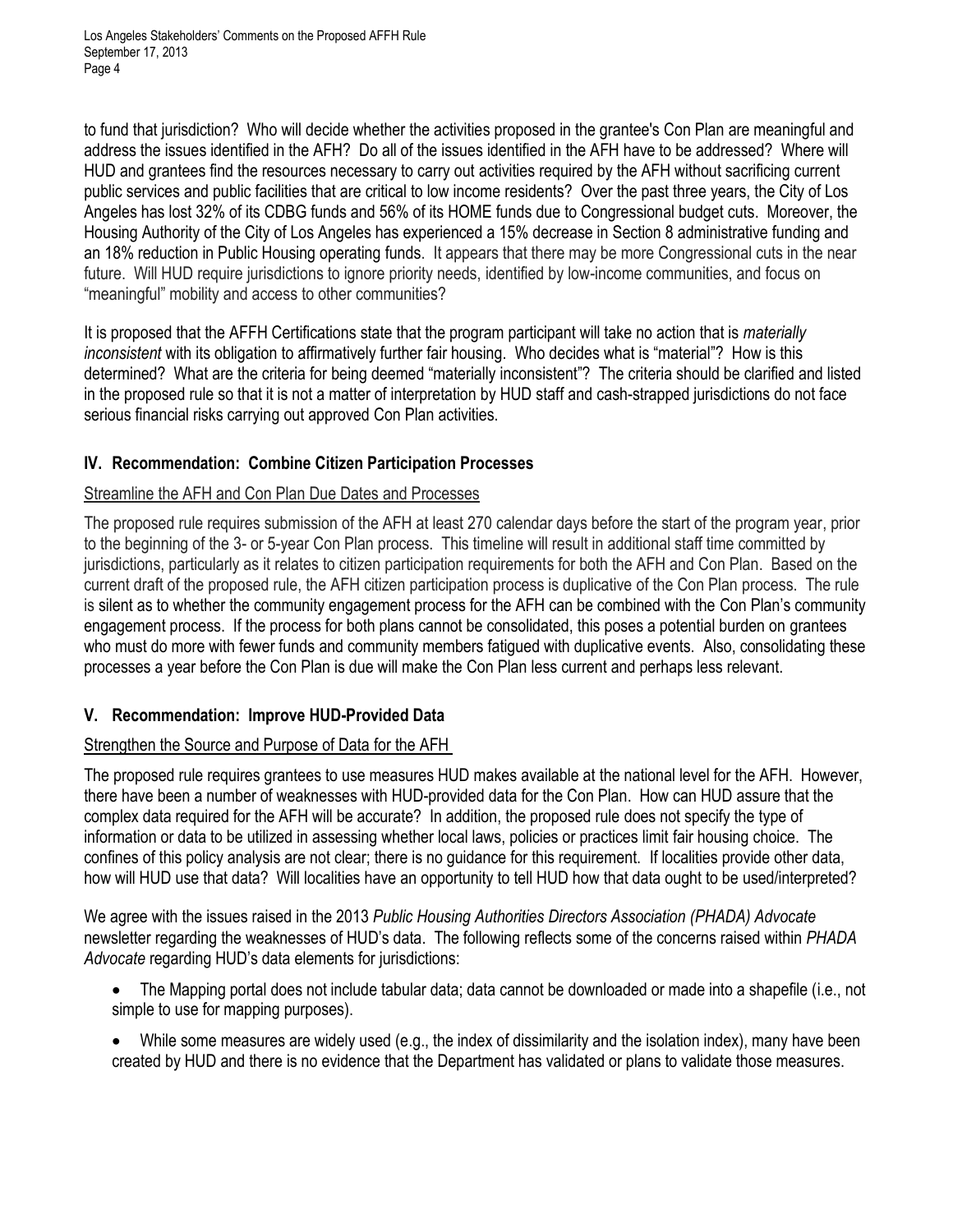to fund that jurisdiction? Who will decide whether the activities proposed in the grantee's Con Plan are meaningful and address the issues identified in the AFH? Do all of the issues identified in the AFH have to be addressed? Where will HUD and grantees find the resources necessary to carry out activities required by the AFH without sacrificing current public services and public facilities that are critical to low income residents? Over the past three years, the City of Los Angeles has lost 32% of its CDBG funds and 56% of its HOME funds due to Congressional budget cuts. Moreover, the Housing Authority of the City of Los Angeles has experienced a 15% decrease in Section 8 administrative funding and an 18% reduction in Public Housing operating funds. It appears that there may be more Congressional cuts in the near future. Will HUD require jurisdictions to ignore priority needs, identified by low-income communities, and focus on "meaningful" mobility and access to other communities?

It is proposed that the AFFH Certifications state that the program participant will take no action that is *materially inconsistent* with its obligation to affirmatively further fair housing. Who decides what is "material"? How is this determined? What are the criteria for being deemed "materially inconsistent"? The criteria should be clarified and listed in the proposed rule so that it is not a matter of interpretation by HUD staff and cash-strapped jurisdictions do not face serious financial risks carrying out approved Con Plan activities.

## IV. Recommendation: Combine Citizen Participation Processes

Streamline the AFH and Con Plan Due Dates and Processes

The proposed rule requires submission of the AFH at least 270 calendar days before the start of the program year, prior to the beginning of the 3- or 5-year Con Plan process. This timeline will result in additional staff time committed by jurisdictions, particularly as it relates to citizen participation requirements for both the AFH and Con Plan. Based on the current draft of the proposed rule, the AFH citizen participation process is duplicative of the Con Plan process. The rule is silent as to whether the community engagement process for the AFH can be combined with the Con Plan's community engagement process. If the process for both plans cannot be consolidated, this poses a potential burden on grantees who must do more with fewer funds and community members fatigued with duplicative events. Also, consolidating these processes a year before the Con Plan is due will make the Con Plan less current and perhaps less relevant.

## V. Recommendation: Improve HUD-Provided Data

Strengthen the Source and Purpose of Data for the AFH

The proposed rule requires grantees to use measures HUD makes available at the national level for the AFH. However, there have been a number of weaknesses with HUD-provided data for the Con Plan. How can HUD assure that the complex data required for the AFH will be accurate? In addition, the proposed rule does not specify the type of information or data to be utilized in assessing whether local laws, policies or practices limit fair housing choice. The confines of this policy analysis are not clear; there is no guidance for this requirement. If localities provide other data, how will HUD use that data? Will localities have an opportunity to tell HUD how that data ought to be used/interpreted?

We agree with the issues raised in the 2013 *Public Housing Authorities Directors Association (PHADA) Advocate* newsletter regarding the weaknesses of HUD's data. The following reflects some of the concerns raised within *PHADA Advocate* regarding HUD's data elements for jurisdictions:

- The Mapping portal does not include tabular data; data cannot be downloaded or made into a shapefile (i.e., not simple to use for mapping purposes).
- While some measures are widely used (e.g., the index of dissimilarity and the isolation index), many have been created by HUD and there is no evidence that the Department has validated or plans to validate those measures.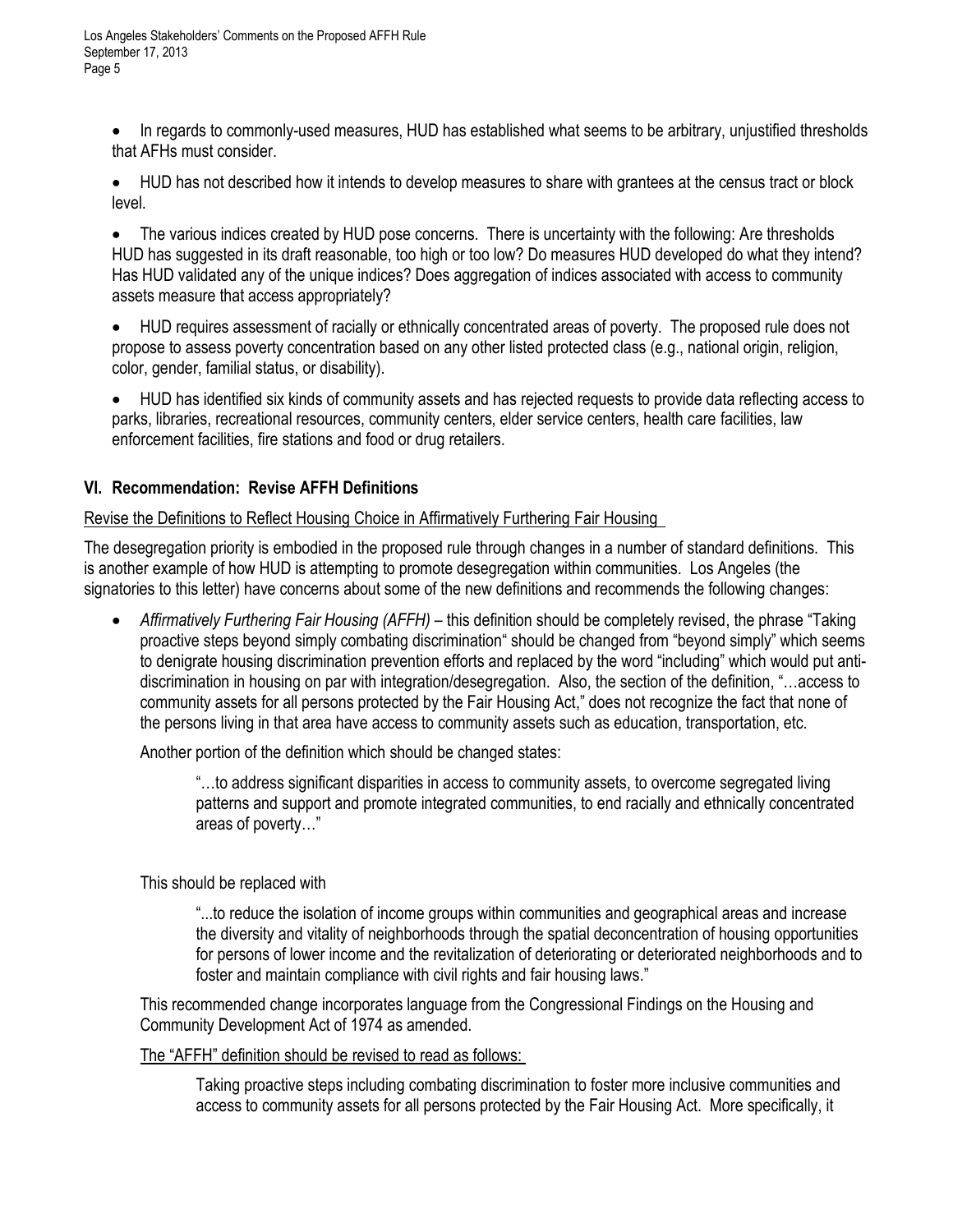- In regards to commonly-used measures, HUD has established what seems to be arbitrary, unjustified thresholds that AFHs must consider.
- HUD has not described how it intends to develop measures to share with grantees at the census tract or block level.
- The various indices created by HUD pose concerns. There is uncertainty with the following: Are thresholds HUD has suggested in its draft reasonable, too high or too low? Do measures HUD developed do what they intend? Has HUD validated any of the unique indices? Does aggregation of indices associated with access to community assets measure that access appropriately?
- HUD requires assessment of racially or ethnically concentrated areas of poverty. The proposed rule does not propose to assess poverty concentration based on any other listed protected class (e.g., national origin, religion, color, gender, familial status, or disability).
- HUD has identified six kinds of community assets and has rejected requests to provide data reflecting access to parks, libraries, recreational resources, community centers, elder service centers, health care facilities, law enforcement facilities, fire stations and food or drug retailers.

## VI. Recommendation: Revise AFFH Definitions

<u>Revise the Definitions to Reflect Housing Choice in Affirmatively Furthering Fair Housing</u>

The desegregation priority is embodied in the proposed rule through changes in a number of standard definitions. This is another example of how HUD is attempting to promote desegregation within communities. Los Angeles (the signatories to this letter) have concerns about some of the new definitions and recommends the following changes:

- *Affirmatively Furthering Fair Housing (AFFH)* – this definition should be completely revised, the phrase "Taking proactive steps beyond simply combating discrimination" should be changed from "beyond simply" which seems to denigrate housing discrimination prevention efforts and replaced by the word "including" which would put anti-discrimination in housing on par with integration/desegregation. Also, the section of the definition, "…access to community assets for all persons protected by the Fair Housing Act," does not recognize the fact that none of the persons living in that area have access to community assets such as education, transportation, etc.

  Another portion of the definition which should be changed states:

  > "…to address significant disparities in access to community assets, to overcome segregated living patterns and support and promote integrated communities, to end racially and ethnically concentrated areas of poverty…"

  This should be replaced with

  > "...to reduce the isolation of income groups within communities and geographical areas and increase the diversity and vitality of neighborhoods through the spatial deconcentration of housing opportunities for persons of lower income and the revitalization of deteriorating or deteriorated neighborhoods and to foster and maintain compliance with civil rights and fair housing laws."

  This recommended change incorporates language from the Congressional Findings on the Housing and Community Development Act of 1974 as amended.

  <u>The "AFFH" definition should be revised to read as follows:</u>

  > Taking proactive steps including combating discrimination to foster more inclusive communities and access to community assets for all persons protected by the Fair Housing Act. More specifically, it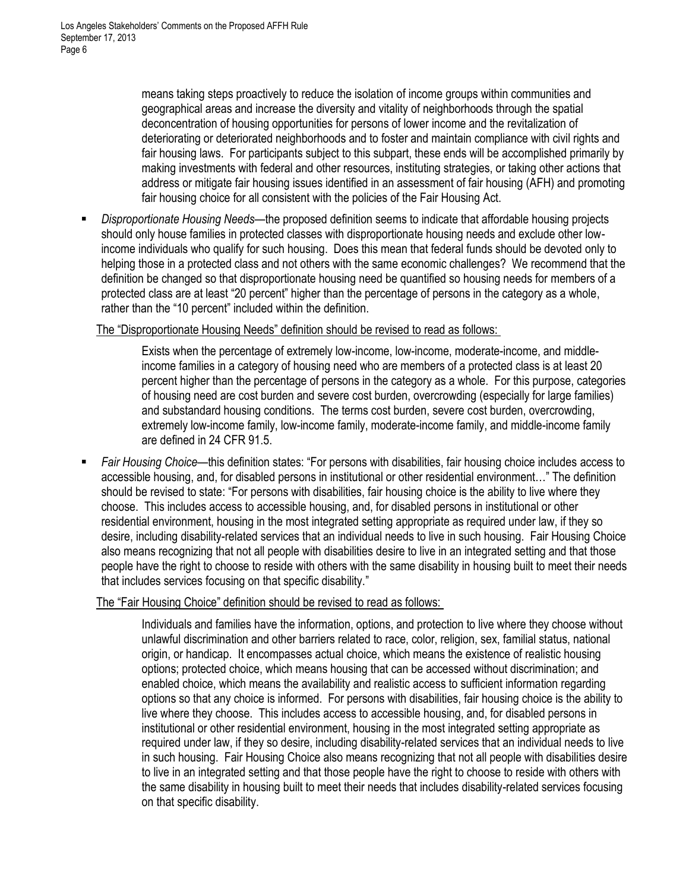> means taking steps proactively to reduce the isolation of income groups within communities and geographical areas and increase the diversity and vitality of neighborhoods through the spatial deconcentration of housing opportunities for persons of lower income and the revitalization of deteriorating or deteriorated neighborhoods and to foster and maintain compliance with civil rights and fair housing laws. For participants subject to this subpart, these ends will be accomplished primarily by making investments with federal and other resources, instituting strategies, or taking other actions that address or mitigate fair housing issues identified in an assessment of fair housing (AFH) and promoting fair housing choice for all consistent with the policies of the Fair Housing Act.

- *Disproportionate Housing Needs*—the proposed definition seems to indicate that affordable housing projects should only house families in protected classes with disproportionate housing needs and exclude other low-income individuals who qualify for such housing. Does this mean that federal funds should be devoted only to helping those in a protected class and not others with the same economic challenges? We recommend that the definition be changed so that disproportionate housing need be quantified so housing needs for members of a protected class are at least "20 percent" higher than the percentage of persons in the category as a whole, rather than the "10 percent" included within the definition.

  The "Disproportionate Housing Needs" definition should be revised to read as follows:

  > Exists when the percentage of extremely low-income, low-income, moderate-income, and middle-income families in a category of housing need who are members of a protected class is at least 20 percent higher than the percentage of persons in the category as a whole. For this purpose, categories of housing need are cost burden and severe cost burden, overcrowding (especially for large families) and substandard housing conditions. The terms cost burden, severe cost burden, overcrowding, extremely low-income family, low-income family, moderate-income family, and middle-income family are defined in 24 CFR 91.5.

- *Fair Housing Choice*—this definition states: "For persons with disabilities, fair housing choice includes access to accessible housing, and, for disabled persons in institutional or other residential environment…" The definition should be revised to state: "For persons with disabilities, fair housing choice is the ability to live where they choose. This includes access to accessible housing, and, for disabled persons in institutional or other residential environment, housing in the most integrated setting appropriate as required under law, if they so desire, including disability-related services that an individual needs to live in such housing. Fair Housing Choice also means recognizing that not all people with disabilities desire to live in an integrated setting and that those people have the right to choose to reside with others with the same disability in housing built to meet their needs that includes services focusing on that specific disability."

  The "Fair Housing Choice" definition should be revised to read as follows:

  > Individuals and families have the information, options, and protection to live where they choose without unlawful discrimination and other barriers related to race, color, religion, sex, familial status, national origin, or handicap. It encompasses actual choice, which means the existence of realistic housing options; protected choice, which means housing that can be accessed without discrimination; and enabled choice, which means the availability and realistic access to sufficient information regarding options so that any choice is informed. For persons with disabilities, fair housing choice is the ability to live where they choose. This includes access to accessible housing, and, for disabled persons in institutional or other residential environment, housing in the most integrated setting appropriate as required under law, if they so desire, including disability-related services that an individual needs to live in such housing. Fair Housing Choice also means recognizing that not all people with disabilities desire to live in an integrated setting and that those people have the right to choose to reside with others with the same disability in housing built to meet their needs that includes disability-related services focusing on that specific disability.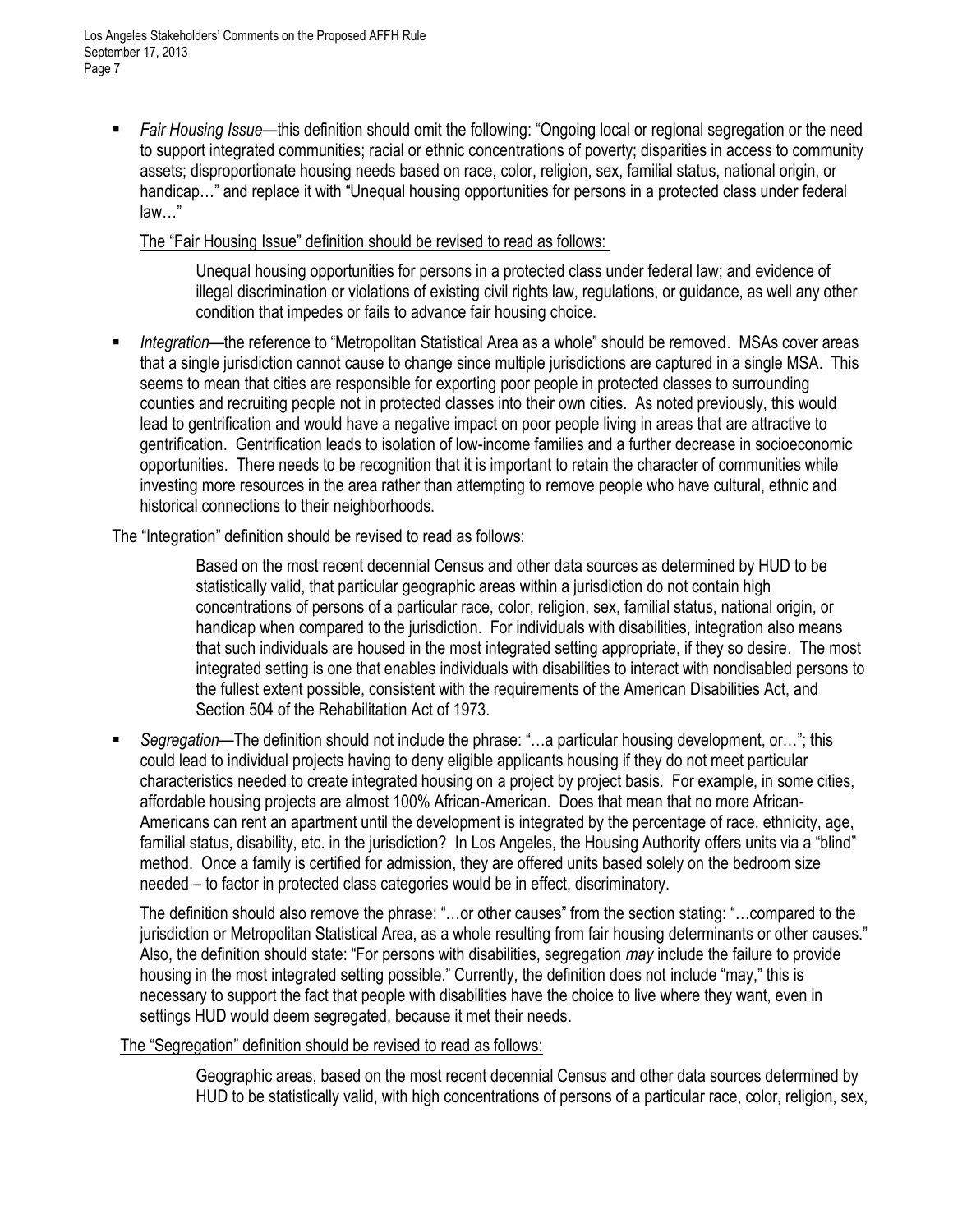- *Fair Housing Issue*—this definition should omit the following: "Ongoing local or regional segregation or the need to support integrated communities; racial or ethnic concentrations of poverty; disparities in access to community assets; disproportionate housing needs based on race, color, religion, sex, familial status, national origin, or handicap…" and replace it with "Unequal housing opportunities for persons in a protected class under federal law…"

  The "Fair Housing Issue" definition should be revised to read as follows:

  > Unequal housing opportunities for persons in a protected class under federal law; and evidence of illegal discrimination or violations of existing civil rights law, regulations, or guidance, as well any other condition that impedes or fails to advance fair housing choice.

- *Integration*—the reference to "Metropolitan Statistical Area as a whole" should be removed. MSAs cover areas that a single jurisdiction cannot cause to change since multiple jurisdictions are captured in a single MSA. This seems to mean that cities are responsible for exporting poor people in protected classes to surrounding counties and recruiting people not in protected classes into their own cities. As noted previously, this would lead to gentrification and would have a negative impact on poor people living in areas that are attractive to gentrification. Gentrification leads to isolation of low-income families and a further decrease in socioeconomic opportunities. There needs to be recognition that it is important to retain the character of communities while investing more resources in the area rather than attempting to remove people who have cultural, ethnic and historical connections to their neighborhoods.

The "Integration" definition should be revised to read as follows:

> Based on the most recent decennial Census and other data sources as determined by HUD to be statistically valid, that particular geographic areas within a jurisdiction do not contain high concentrations of persons of a particular race, color, religion, sex, familial status, national origin, or handicap when compared to the jurisdiction. For individuals with disabilities, integration also means that such individuals are housed in the most integrated setting appropriate, if they so desire. The most integrated setting is one that enables individuals with disabilities to interact with nondisabled persons to the fullest extent possible, consistent with the requirements of the American Disabilities Act, and Section 504 of the Rehabilitation Act of 1973.

- *Segregation*—The definition should not include the phrase: "…a particular housing development, or…"; this could lead to individual projects having to deny eligible applicants housing if they do not meet particular characteristics needed to create integrated housing on a project by project basis. For example, in some cities, affordable housing projects are almost 100% African-American. Does that mean that no more African-Americans can rent an apartment until the development is integrated by the percentage of race, ethnicity, age, familial status, disability, etc. in the jurisdiction? In Los Angeles, the Housing Authority offers units via a "blind" method. Once a family is certified for admission, they are offered units based solely on the bedroom size needed – to factor in protected class categories would be in effect, discriminatory.

  The definition should also remove the phrase: "…or other causes" from the section stating: "…compared to the jurisdiction or Metropolitan Statistical Area, as a whole resulting from fair housing determinants or other causes." Also, the definition should state: "For persons with disabilities, segregation *may* include the failure to provide housing in the most integrated setting possible." Currently, the definition does not include "may," this is necessary to support the fact that people with disabilities have the choice to live where they want, even in settings HUD would deem segregated, because it met their needs.

The "Segregation" definition should be revised to read as follows:

> Geographic areas, based on the most recent decennial Census and other data sources determined by HUD to be statistically valid, with high concentrations of persons of a particular race, color, religion, sex,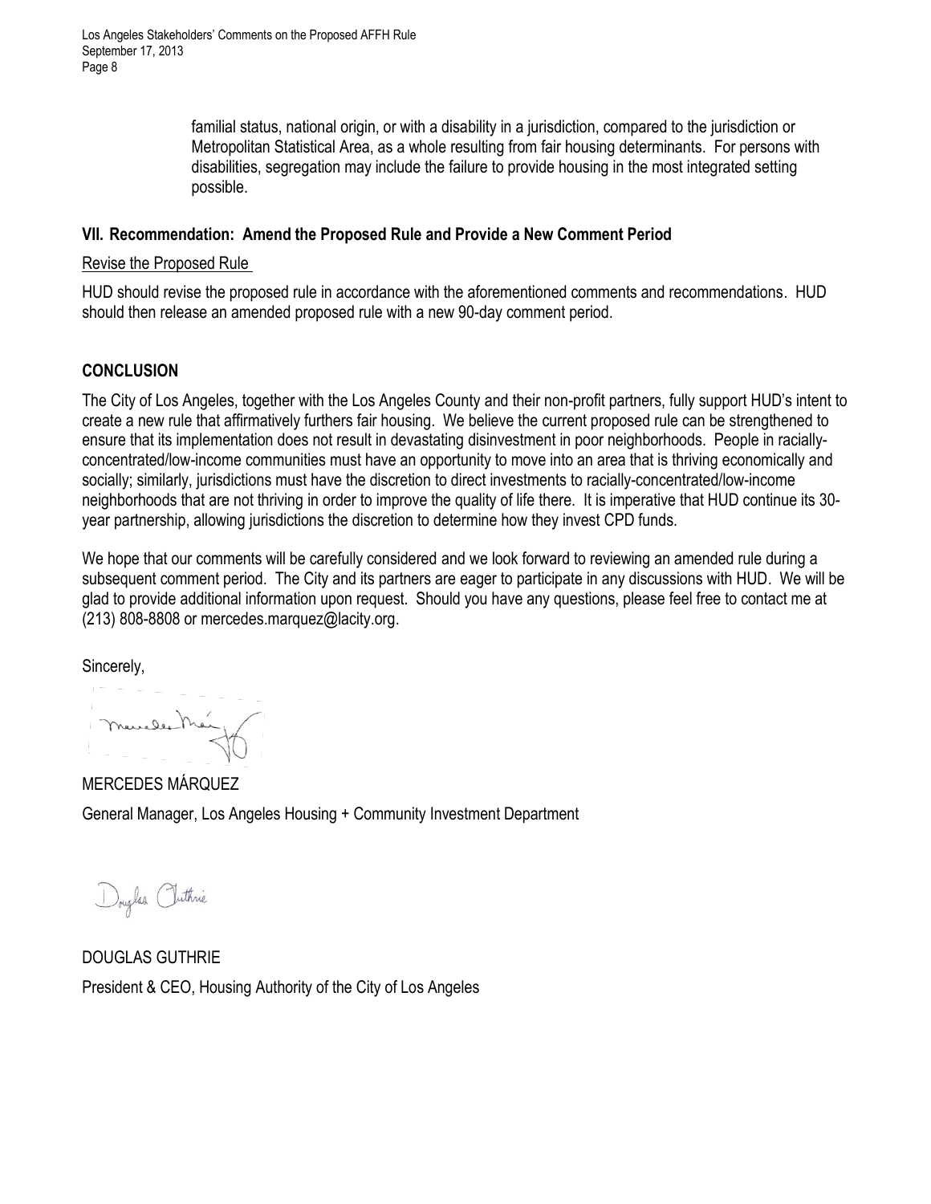familial status, national origin, or with a disability in a jurisdiction, compared to the jurisdiction or Metropolitan Statistical Area, as a whole resulting from fair housing determinants. For persons with disabilities, segregation may include the failure to provide housing in the most integrated setting possible.

### VII. Recommendation: Amend the Proposed Rule and Provide a New Comment Period

Revise the Proposed Rule

HUD should revise the proposed rule in accordance with the aforementioned comments and recommendations. HUD should then release an amended proposed rule with a new 90-day comment period.

### CONCLUSION

The City of Los Angeles, together with the Los Angeles County and their non-profit partners, fully support HUD's intent to create a new rule that affirmatively furthers fair housing. We believe the current proposed rule can be strengthened to ensure that its implementation does not result in devastating disinvestment in poor neighborhoods. People in racially-concentrated/low-income communities must have an opportunity to move into an area that is thriving economically and socially; similarly, jurisdictions must have the discretion to direct investments to racially-concentrated/low-income neighborhoods that are not thriving in order to improve the quality of life there. It is imperative that HUD continue its 30-year partnership, allowing jurisdictions the discretion to determine how they invest CPD funds.

We hope that our comments will be carefully considered and we look forward to reviewing an amended rule during a subsequent comment period. The City and its partners are eager to participate in any discussions with HUD. We will be glad to provide additional information upon request. Should you have any questions, please feel free to contact me at (213) 808-8808 or mercedes.marquez@lacity.org.

Sincerely,

MERCEDES MÁRQUEZ
General Manager, Los Angeles Housing + Community Investment Department

DOUGLAS GUTHRIE
President & CEO, Housing Authority of the City of Los Angeles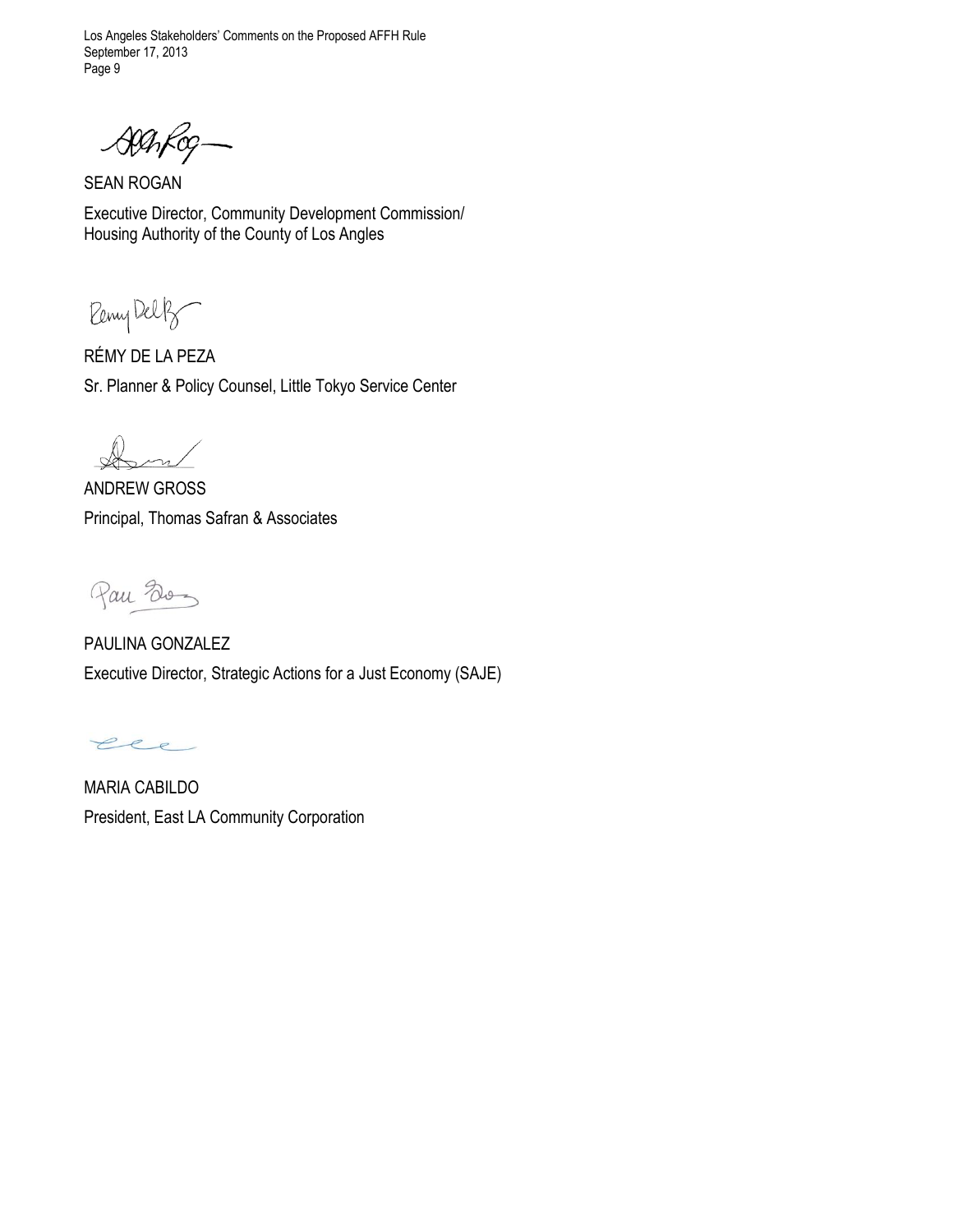SEAN ROGAN

Executive Director, Community Development Commission/
Housing Authority of the County of Los Angles

RÉMY DE LA PEZA

Sr. Planner & Policy Counsel, Little Tokyo Service Center

ANDREW GROSS

Principal, Thomas Safran & Associates

PAULINA GONZALEZ

Executive Director, Strategic Actions for a Just Economy (SAJE)

MARIA CABILDO

President, East LA Community Corporation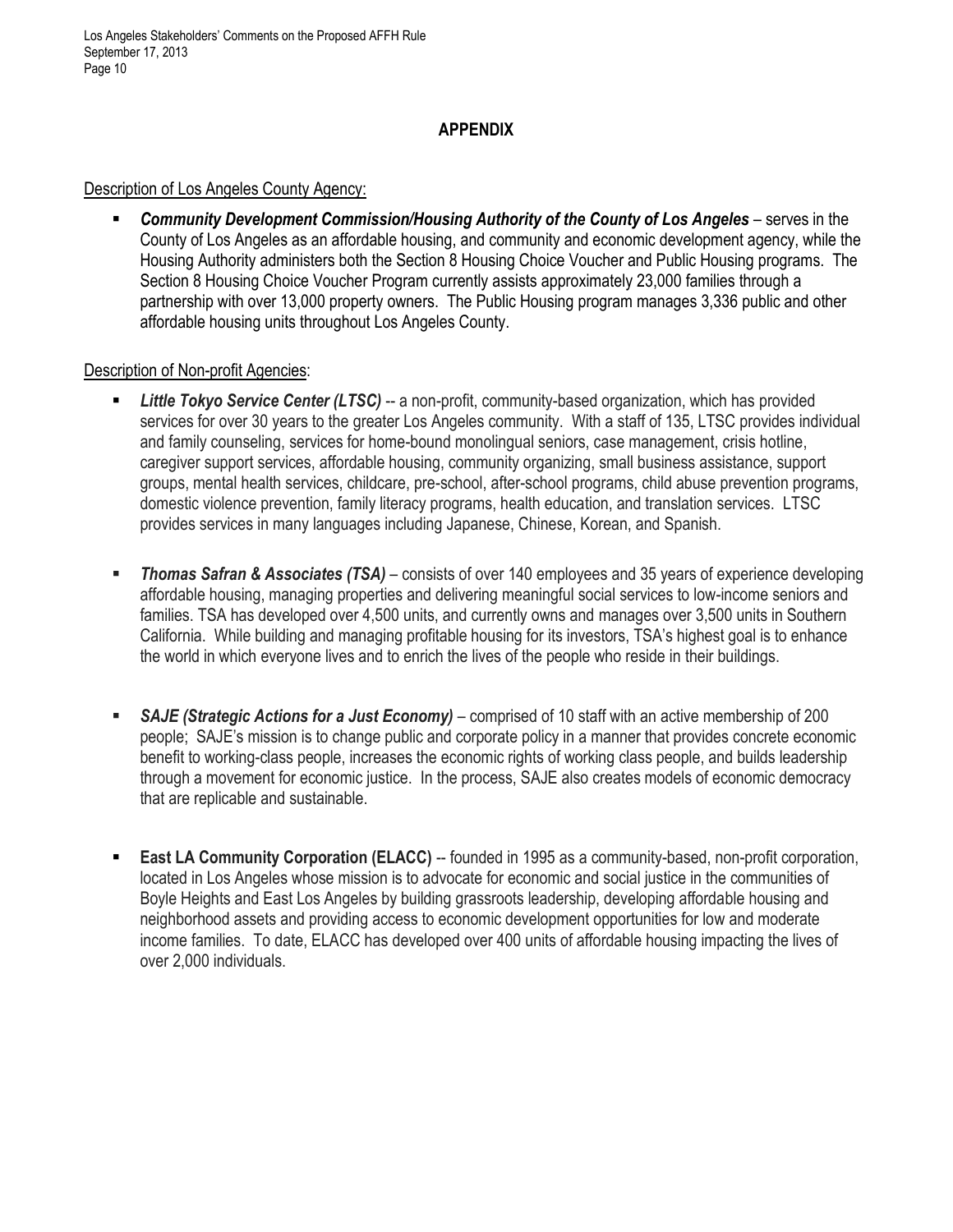## APPENDIX

Description of Los Angeles County Agency:

- ***Community Development Commission/Housing Authority of the County of Los Angeles*** – serves in the County of Los Angeles as an affordable housing, and community and economic development agency, while the Housing Authority administers both the Section 8 Housing Choice Voucher and Public Housing programs. The Section 8 Housing Choice Voucher Program currently assists approximately 23,000 families through a partnership with over 13,000 property owners. The Public Housing program manages 3,336 public and other affordable housing units throughout Los Angeles County.

Description of Non-profit Agencies:

- ***Little Tokyo Service Center (LTSC)*** -- a non-profit, community-based organization, which has provided services for over 30 years to the greater Los Angeles community. With a staff of 135, LTSC provides individual and family counseling, services for home-bound monolingual seniors, case management, crisis hotline, caregiver support services, affordable housing, community organizing, small business assistance, support groups, mental health services, childcare, pre-school, after-school programs, child abuse prevention programs, domestic violence prevention, family literacy programs, health education, and translation services. LTSC provides services in many languages including Japanese, Chinese, Korean, and Spanish.

- ***Thomas Safran & Associates (TSA)*** – consists of over 140 employees and 35 years of experience developing affordable housing, managing properties and delivering meaningful social services to low-income seniors and families. TSA has developed over 4,500 units, and currently owns and manages over 3,500 units in Southern California. While building and managing profitable housing for its investors, TSA's highest goal is to enhance the world in which everyone lives and to enrich the lives of the people who reside in their buildings.

- ***SAJE (Strategic Actions for a Just Economy)*** – comprised of 10 staff with an active membership of 200 people; SAJE's mission is to change public and corporate policy in a manner that provides concrete economic benefit to working-class people, increases the economic rights of working class people, and builds leadership through a movement for economic justice. In the process, SAJE also creates models of economic democracy that are replicable and sustainable.

- **East LA Community Corporation (ELACC)** -- founded in 1995 as a community-based, non-profit corporation, located in Los Angeles whose mission is to advocate for economic and social justice in the communities of Boyle Heights and East Los Angeles by building grassroots leadership, developing affordable housing and neighborhood assets and providing access to economic development opportunities for low and moderate income families. To date, ELACC has developed over 400 units of affordable housing impacting the lives of over 2,000 individuals.